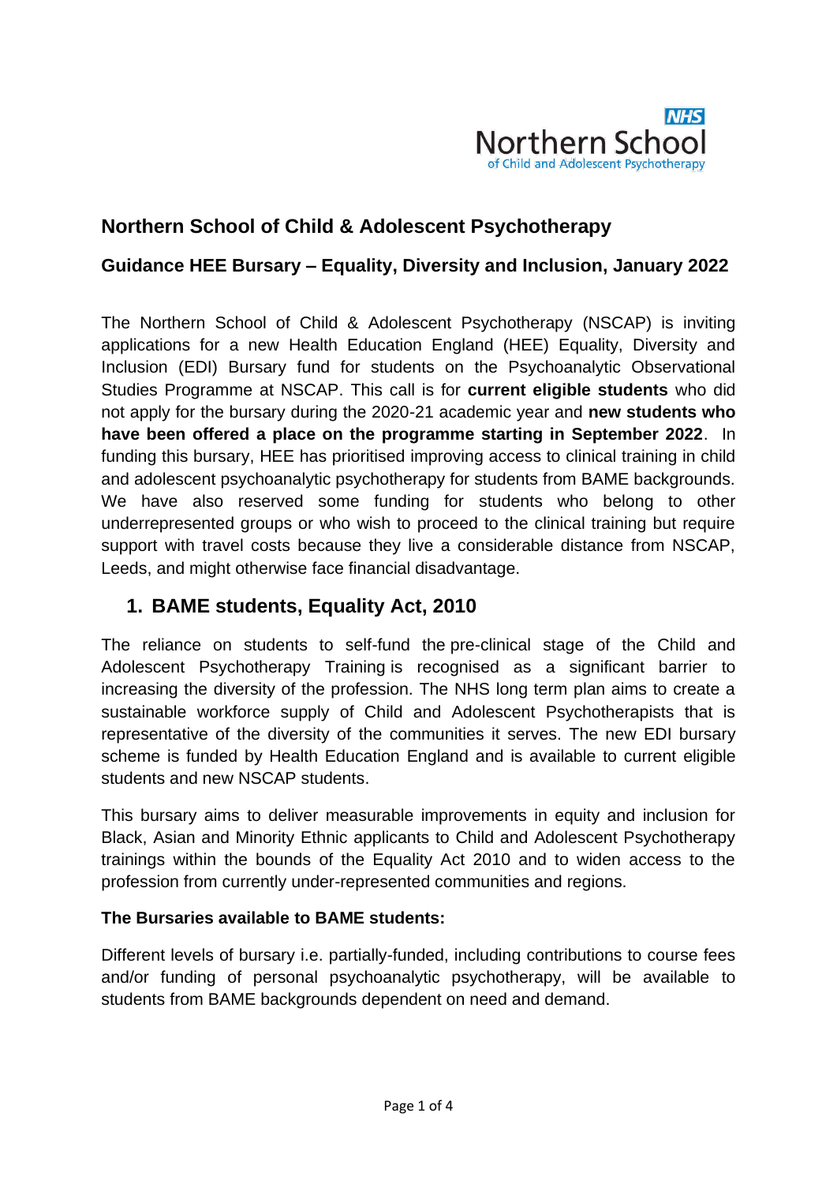# Northern School of Child & Adolescent Psychotherapy

## Guidance HEE Bursary – Equality, Diversity and Inclusion, January 2022

The Northern School of Child & Adolescent Psychotherapy (NSCAP) is inviting applications for a new Health Education England (HEE) Equality, Diversity and Inclusion (EDI) Bursary fund for students on the Psychoanalytic Observational Studies Programme at NSCAP. This call is for **current eligible students** who did not apply for the bursary during the 2020-21 academic year and **new students who have been offered a place on the programme starting in September 2022**. In funding this bursary, HEE has prioritised improving access to clinical training in child and adolescent psychoanalytic psychotherapy for students from BAME backgrounds. We have also reserved some funding for students who belong to other underrepresented groups or who wish to proceed to the clinical training but require support with travel costs because they live a considerable distance from NSCAP, Leeds, and might otherwise face financial disadvantage.

## 1. BAME students, Equality Act, 2010

The reliance on students to self-fund the pre-clinical stage of the Child and Adolescent Psychotherapy Training is recognised as a significant barrier to increasing the diversity of the profession. The NHS long term plan aims to create a sustainable workforce supply of Child and Adolescent Psychotherapists that is representative of the diversity of the communities it serves. The new EDI bursary scheme is funded by Health Education England and is available to current eligible students and new NSCAP students.

This bursary aims to deliver measurable improvements in equity and inclusion for Black, Asian and Minority Ethnic applicants to Child and Adolescent Psychotherapy trainings within the bounds of the Equality Act 2010 and to widen access to the profession from currently under-represented communities and regions.

**The Bursaries available to BAME students:**

Different levels of bursary i.e. partially-funded, including contributions to course fees and/or funding of personal psychoanalytic psychotherapy, will be available to students from BAME backgrounds dependent on need and demand.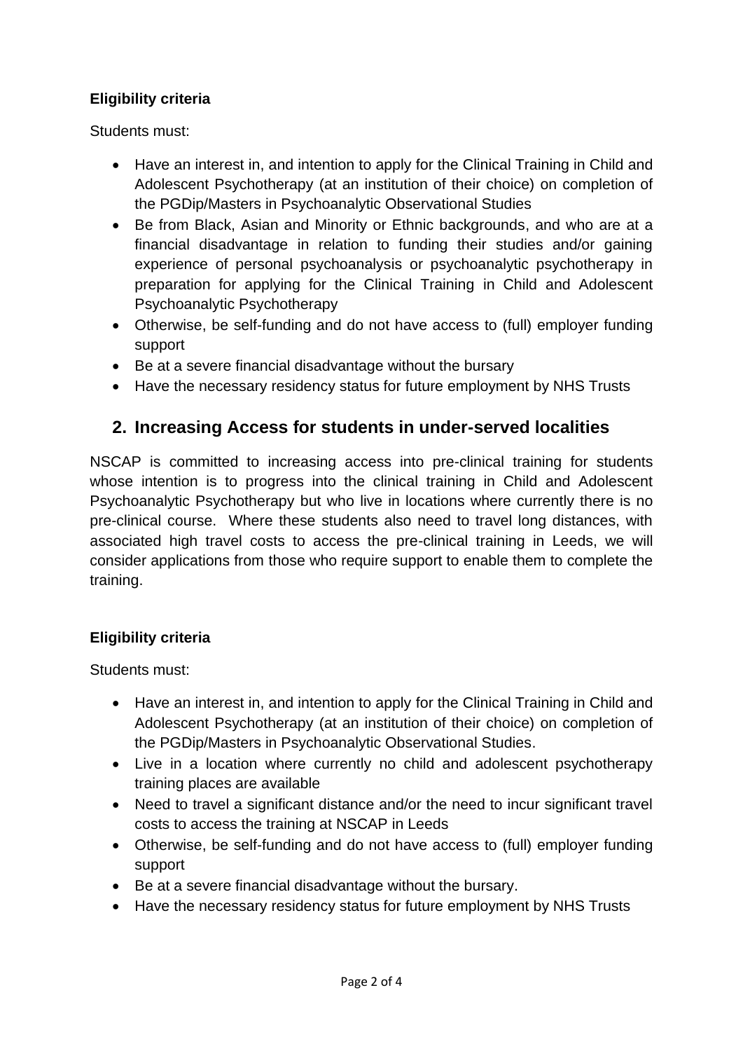**Eligibility criteria**

Students must:

- Have an interest in, and intention to apply for the Clinical Training in Child and Adolescent Psychotherapy (at an institution of their choice) on completion of the PGDip/Masters in Psychoanalytic Observational Studies
- Be from Black, Asian and Minority or Ethnic backgrounds, and who are at a financial disadvantage in relation to funding their studies and/or gaining experience of personal psychoanalysis or psychoanalytic psychotherapy in preparation for applying for the Clinical Training in Child and Adolescent Psychoanalytic Psychotherapy
- Otherwise, be self-funding and do not have access to (full) employer funding support
- Be at a severe financial disadvantage without the bursary
- Have the necessary residency status for future employment by NHS Trusts

## 2. Increasing Access for students in under-served localities

NSCAP is committed to increasing access into pre-clinical training for students whose intention is to progress into the clinical training in Child and Adolescent Psychoanalytic Psychotherapy but who live in locations where currently there is no pre-clinical course. Where these students also need to travel long distances, with associated high travel costs to access the pre-clinical training in Leeds, we will consider applications from those who require support to enable them to complete the training.

**Eligibility criteria**

Students must:

- Have an interest in, and intention to apply for the Clinical Training in Child and Adolescent Psychotherapy (at an institution of their choice) on completion of the PGDip/Masters in Psychoanalytic Observational Studies.
- Live in a location where currently no child and adolescent psychotherapy training places are available
- Need to travel a significant distance and/or the need to incur significant travel costs to access the training at NSCAP in Leeds
- Otherwise, be self-funding and do not have access to (full) employer funding support
- Be at a severe financial disadvantage without the bursary.
- Have the necessary residency status for future employment by NHS Trusts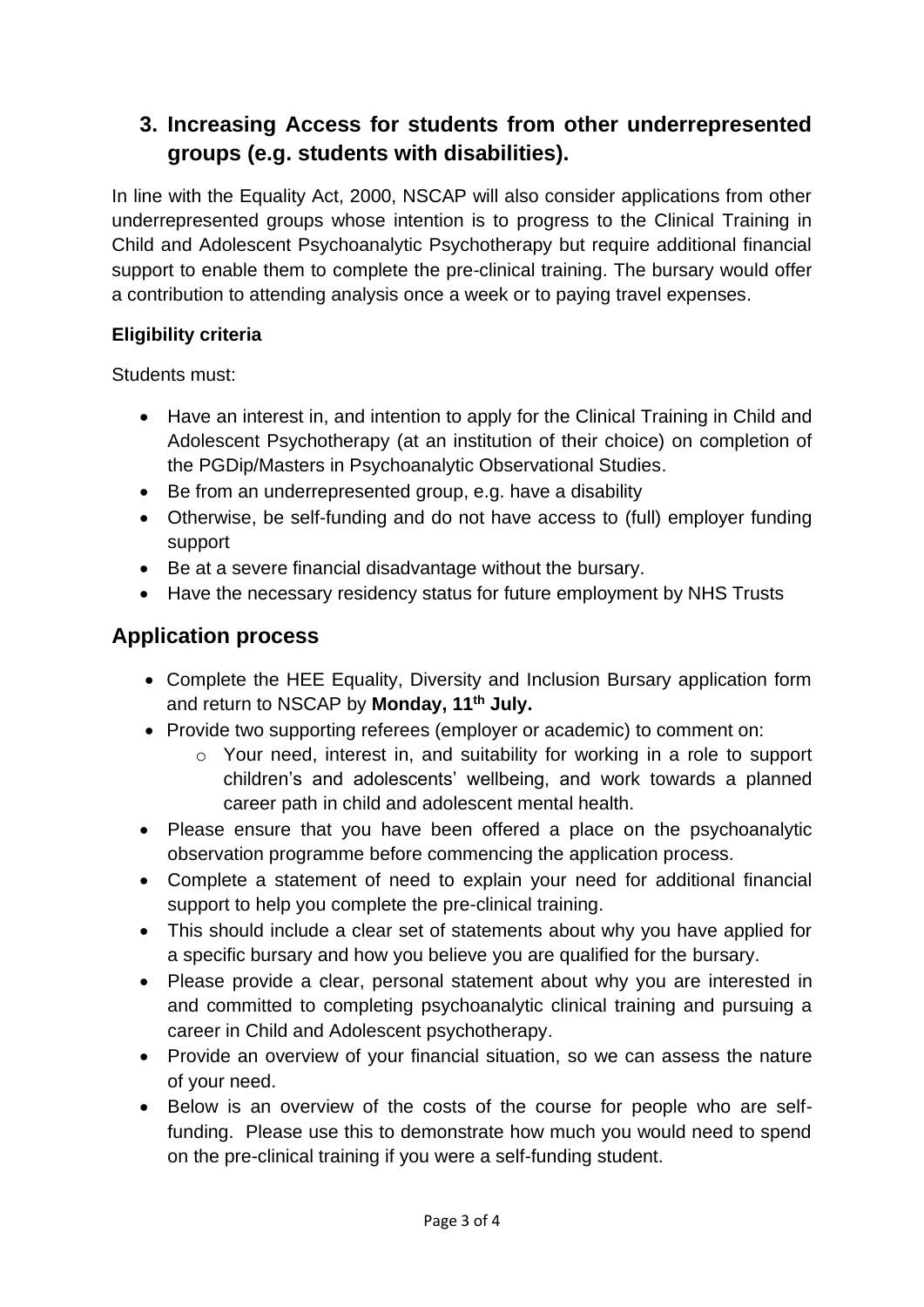## 3. Increasing Access for students from other underrepresented groups (e.g. students with disabilities).

In line with the Equality Act, 2000, NSCAP will also consider applications from other underrepresented groups whose intention is to progress to the Clinical Training in Child and Adolescent Psychoanalytic Psychotherapy but require additional financial support to enable them to complete the pre-clinical training. The bursary would offer a contribution to attending analysis once a week or to paying travel expenses.

**Eligibility criteria**

Students must:

- Have an interest in, and intention to apply for the Clinical Training in Child and Adolescent Psychotherapy (at an institution of their choice) on completion of the PGDip/Masters in Psychoanalytic Observational Studies.
- Be from an underrepresented group, e.g. have a disability
- Otherwise, be self-funding and do not have access to (full) employer funding support
- Be at a severe financial disadvantage without the bursary.
- Have the necessary residency status for future employment by NHS Trusts

## Application process

- Complete the HEE Equality, Diversity and Inclusion Bursary application form and return to NSCAP by **Monday, 11th July.**
- Provide two supporting referees (employer or academic) to comment on:
  - Your need, interest in, and suitability for working in a role to support children's and adolescents' wellbeing, and work towards a planned career path in child and adolescent mental health.
- Please ensure that you have been offered a place on the psychoanalytic observation programme before commencing the application process.
- Complete a statement of need to explain your need for additional financial support to help you complete the pre-clinical training.
- This should include a clear set of statements about why you have applied for a specific bursary and how you believe you are qualified for the bursary.
- Please provide a clear, personal statement about why you are interested in and committed to completing psychoanalytic clinical training and pursuing a career in Child and Adolescent psychotherapy.
- Provide an overview of your financial situation, so we can assess the nature of your need.
- Below is an overview of the costs of the course for people who are self-funding. Please use this to demonstrate how much you would need to spend on the pre-clinical training if you were a self-funding student.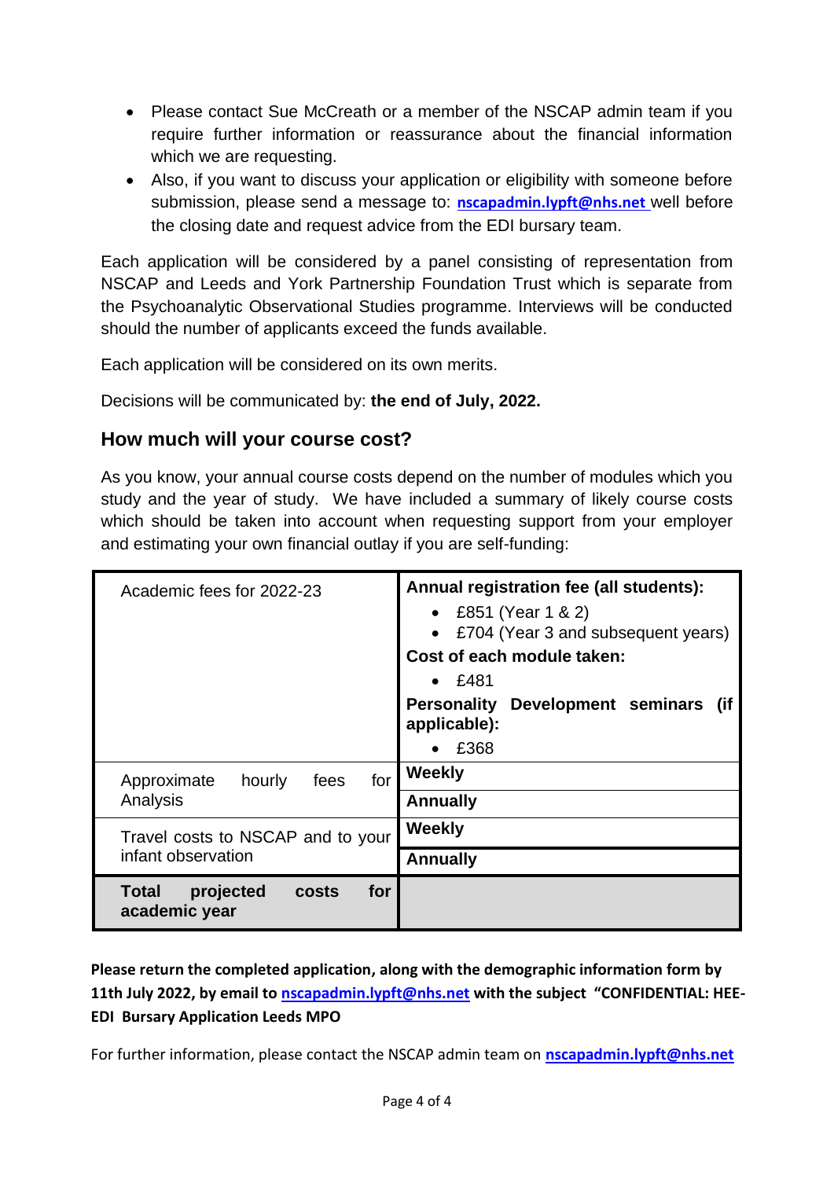- Please contact Sue McCreath or a member of the NSCAP admin team if you require further information or reassurance about the financial information which we are requesting.
- Also, if you want to discuss your application or eligibility with someone before submission, please send a message to: **nscapadmin.lypft@nhs.net** well before the closing date and request advice from the EDI bursary team.

Each application will be considered by a panel consisting of representation from NSCAP and Leeds and York Partnership Foundation Trust which is separate from the Psychoanalytic Observational Studies programme. Interviews will be conducted should the number of applicants exceed the funds available.

Each application will be considered on its own merits.

Decisions will be communicated by: **the end of July, 2022.**

## How much will your course cost?

As you know, your annual course costs depend on the number of modules which you study and the year of study. We have included a summary of likely course costs which should be taken into account when requesting support from your employer and estimating your own financial outlay if you are self-funding:

| Academic fees for 2022-23 | **Annual registration fee (all students):**<br>• £851 (Year 1 & 2)<br>• £704 (Year 3 and subsequent years)<br>**Cost of each module taken:**<br>• £481<br>**Personality Development seminars (if applicable):**<br>• £368 |
|---|---|
| Approximate hourly fees for Analysis | **Weekly** |
| | **Annually** |
| Travel costs to NSCAP and to your infant observation | **Weekly** |
| | **Annually** |
| **Total projected costs for academic year** | |

**Please return the completed application, along with the demographic information form by 11th July 2022, by email to nscapadmin.lypft@nhs.net with the subject "CONFIDENTIAL: HEE-EDI Bursary Application Leeds MPO**

For further information, please contact the NSCAP admin team on **nscapadmin.lypft@nhs.net**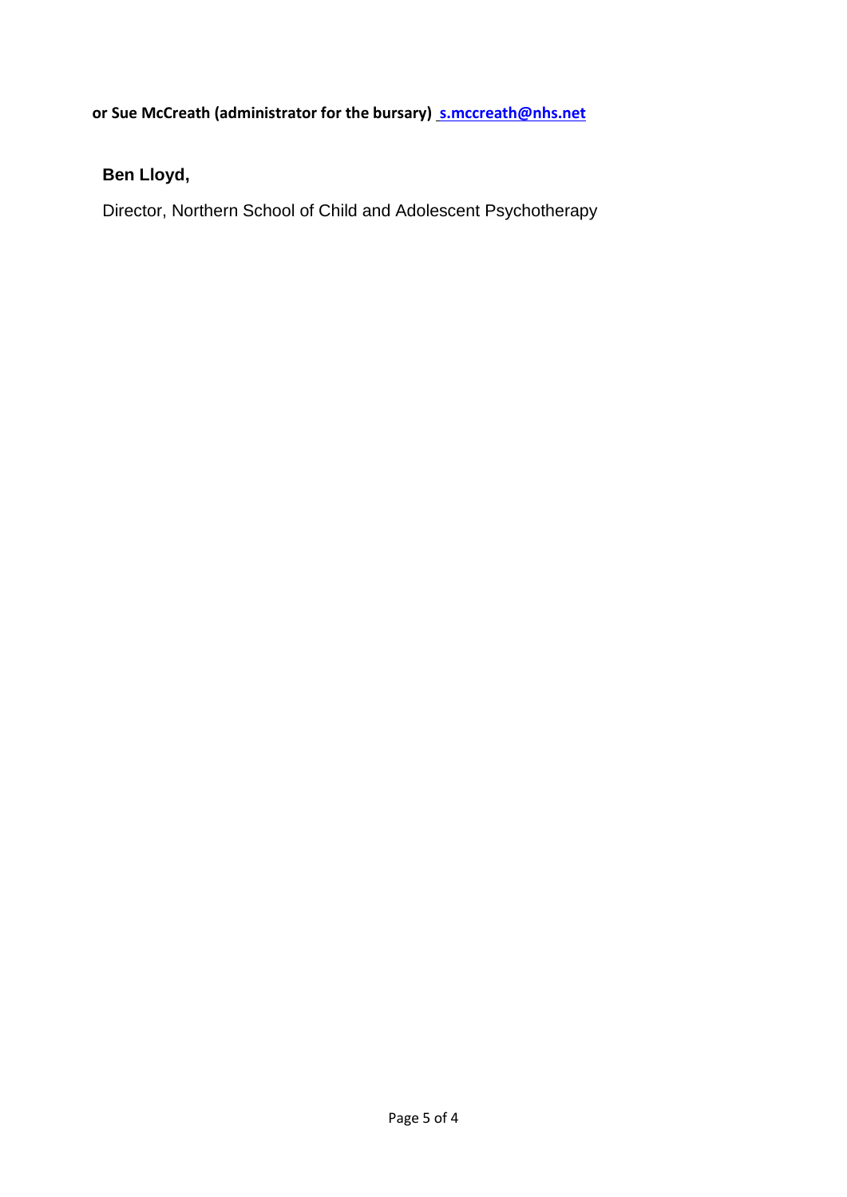**or Sue McCreath (administrator for the bursary) s.mccreath@nhs.net**

**Ben Lloyd,**

Director, Northern School of Child and Adolescent Psychotherapy